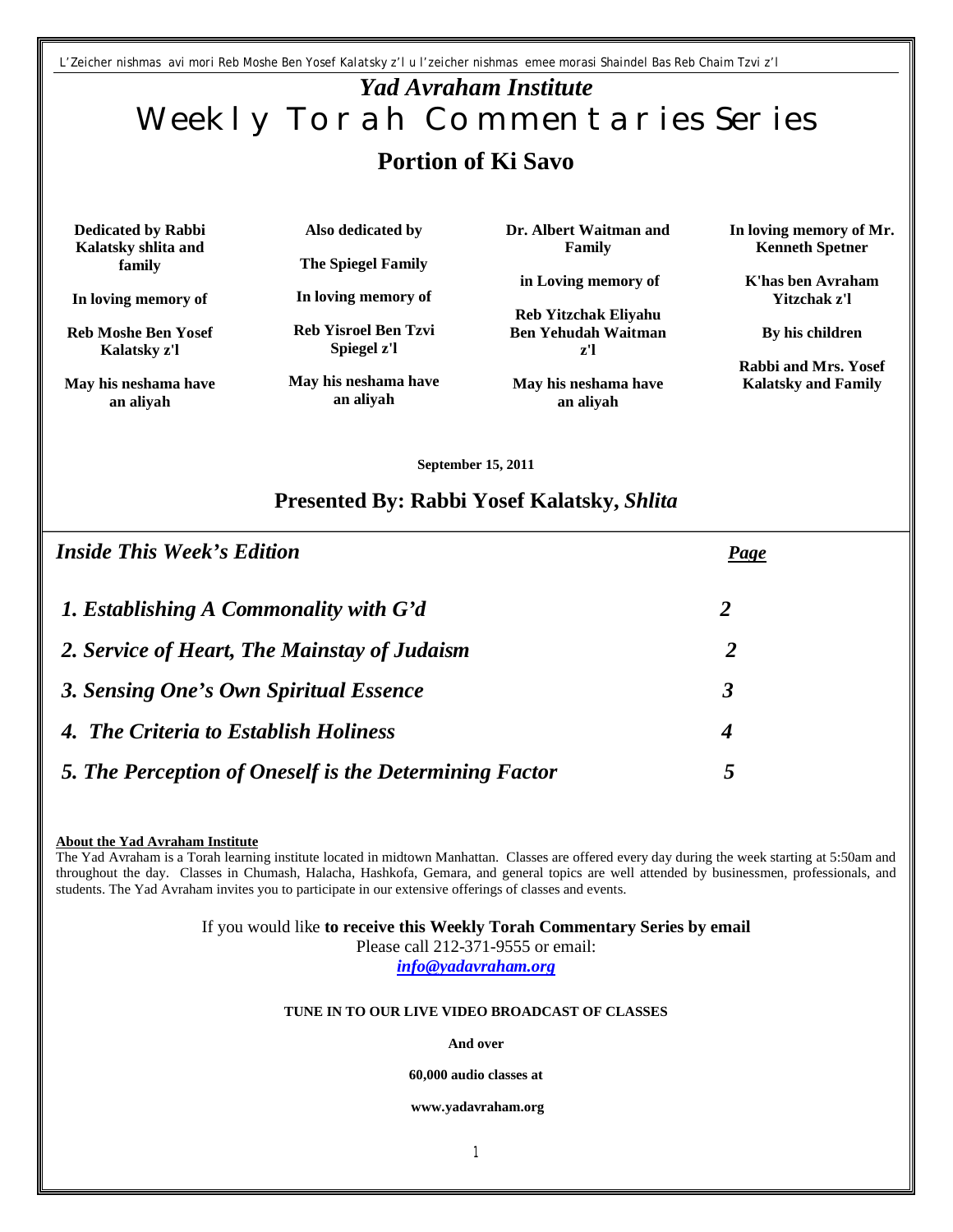L'Zeicher nishmas avi mori Reb Moshe Ben Yosef Kalatsky z'l u l'zeicher nishmas emee morasi Shaindel Bas Reb Chaim Tzvi z'l

# *Yad Avraham Institute*

# Weekly Torah Commentaries Series

## Portion of Ki Savo

**Dedicated by Rabbi Kalatsky shlita and family**

**In loving memory of**

**Reb Moshe Ben Yosef Kalatsky z'l**

**May his neshama have an aliyah**

**Also dedicated by**

**The Spiegel Family**

**In loving memory of**

**Reb Yisroel Ben Tzvi Spiegel z'l**

**May his neshama have an aliyah**

**Dr. Albert Waitman and Family**

**in Loving memory of**

**Reb Yitzchak Eliyahu Ben Yehudah Waitman z'l**

**May his neshama have an aliyah**

**In loving memory of Mr. Kenneth Spetner**

**K'has ben Avraham Yitzchak z'l**

**By his children**

**Rabbi and Mrs. Yosef Kalatsky and Family**

**September 15, 2011**

### Presented By: Rabbi Yosef Kalatsky, *Shlita*

| *Inside This Week's Edition* | *Page* |
|---|---|
| *1. Establishing A Commonality with G'd* | *2* |
| *2. Service of Heart, The Mainstay of Judaism* | *2* |
| *3. Sensing One's Own Spiritual Essence* | *3* |
| *4. The Criteria to Establish Holiness* | *4* |
| *5. The Perception of Oneself is the Determining Factor* | *5* |

**About the Yad Avraham Institute**

The Yad Avraham is a Torah learning institute located in midtown Manhattan. Classes are offered every day during the week starting at 5:50am and throughout the day. Classes in Chumash, Halacha, Hashkofa, Gemara, and general topics are well attended by businessmen, professionals, and students. The Yad Avraham invites you to participate in our extensive offerings of classes and events.

If you would like **to receive this Weekly Torah Commentary Series by email**
Please call 212-371-9555 or email:
*info@yadavraham.org*

**TUNE IN TO OUR LIVE VIDEO BROADCAST OF CLASSES**

**And over**

**60,000 audio classes at**

**www.yadavraham.org**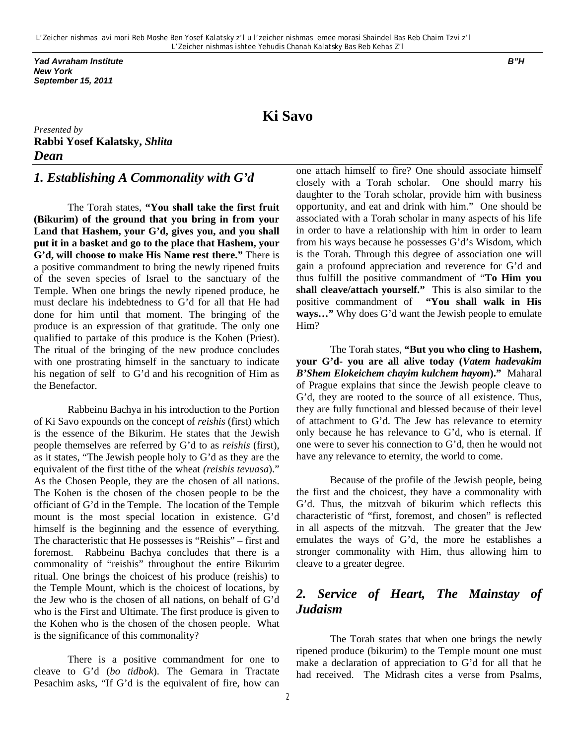L'Zeicher nishmas avi mori Reb Moshe Ben Yosef Kalatsky z'l u l'zeicher nishmas emee morasi Shaindel Bas Reb Chaim Tzvi z'l
L'Zeicher nishmas ishtee Yehudis Chanah Kalatsky Bas Reb Kehas Z'l

***Yad Avraham Institute***
***New York***
***September 15, 2011***

***B"H***

# Ki Savo

*Presented by*
**Rabbi Yosef Kalatsky,** ***Shlita***
***Dean***

## *1. Establishing A Commonality with G'd*

The Torah states, **"You shall take the first fruit (Bikurim) of the ground that you bring in from your Land that Hashem, your G'd, gives you, and you shall put it in a basket and go to the place that Hashem, your G'd, will choose to make His Name rest there."** There is a positive commandment to bring the newly ripened fruits of the seven species of Israel to the sanctuary of the Temple. When one brings the newly ripened produce, he must declare his indebtedness to G'd for all that He had done for him until that moment. The bringing of the produce is an expression of that gratitude. The only one qualified to partake of this produce is the Kohen (Priest). The ritual of the bringing of the new produce concludes with one prostrating himself in the sanctuary to indicate his negation of self to G'd and his recognition of Him as the Benefactor.

Rabbeinu Bachya in his introduction to the Portion of Ki Savo expounds on the concept of *reishis* (first) which is the essence of the Bikurim. He states that the Jewish people themselves are referred by G'd to as *reishis* (first), as it states, "The Jewish people holy to G'd as they are the equivalent of the first tithe of the wheat *(reishis tevuasa*)." As the Chosen People, they are the chosen of all nations. The Kohen is the chosen of the chosen people to be the officiant of G'd in the Temple. The location of the Temple mount is the most special location in existence. G'd himself is the beginning and the essence of everything. The characteristic that He possesses is "Reishis" – first and foremost. Rabbeinu Bachya concludes that there is a commonality of "reishis" throughout the entire Bikurim ritual. One brings the choicest of his produce (reishis) to the Temple Mount, which is the choicest of locations, by the Jew who is the chosen of all nations, on behalf of G'd who is the First and Ultimate. The first produce is given to the Kohen who is the chosen of the chosen people. What is the significance of this commonality?

There is a positive commandment for one to cleave to G'd (*bo tidbok*). The Gemara in Tractate Pesachim asks, "If G'd is the equivalent of fire, how can one attach himself to fire? One should associate himself closely with a Torah scholar. One should marry his daughter to the Torah scholar, provide him with business opportunity, and eat and drink with him." One should be associated with a Torah scholar in many aspects of his life in order to have a relationship with him in order to learn from his ways because he possesses G'd's Wisdom, which is the Torah. Through this degree of association one will gain a profound appreciation and reverence for G'd and thus fulfill the positive commandment of "**To Him you shall cleave/attach yourself."** This is also similar to the positive commandment of **"You shall walk in His ways…"** Why does G'd want the Jewish people to emulate Him?

The Torah states, **"But you who cling to Hashem, your G'd- you are all alive today (*Vatem hadevakim B'Shem Elokeichem chayim kulchem hayom*)."** Maharal of Prague explains that since the Jewish people cleave to G'd, they are rooted to the source of all existence. Thus, they are fully functional and blessed because of their level of attachment to G'd. The Jew has relevance to eternity only because he has relevance to G'd, who is eternal. If one were to sever his connection to G'd, then he would not have any relevance to eternity, the world to come.

Because of the profile of the Jewish people, being the first and the choicest, they have a commonality with G'd. Thus, the mitzvah of bikurim which reflects this characteristic of "first, foremost, and chosen" is reflected in all aspects of the mitzvah. The greater that the Jew emulates the ways of G'd, the more he establishes a stronger commonality with Him, thus allowing him to cleave to a greater degree.

## *2. Service of Heart, The Mainstay of Judaism*

The Torah states that when one brings the newly ripened produce (bikurim) to the Temple mount one must make a declaration of appreciation to G'd for all that he had received. The Midrash cites a verse from Psalms,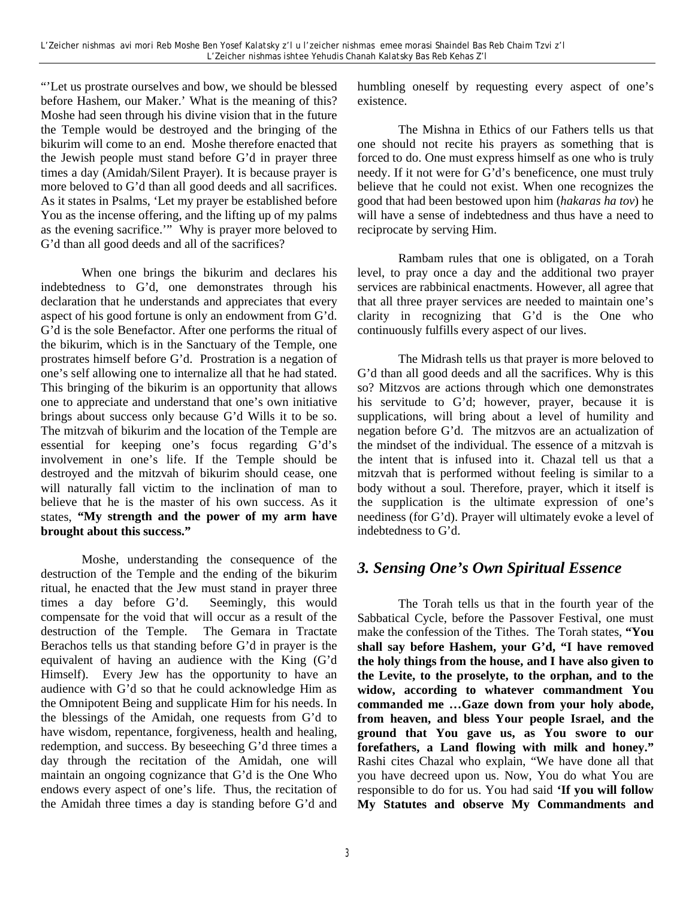"'Let us prostrate ourselves and bow, we should be blessed before Hashem, our Maker.' What is the meaning of this? Moshe had seen through his divine vision that in the future the Temple would be destroyed and the bringing of the bikurim will come to an end. Moshe therefore enacted that the Jewish people must stand before G'd in prayer three times a day (Amidah/Silent Prayer). It is because prayer is more beloved to G'd than all good deeds and all sacrifices. As it states in Psalms, 'Let my prayer be established before You as the incense offering, and the lifting up of my palms as the evening sacrifice.'" Why is prayer more beloved to G'd than all good deeds and all of the sacrifices?

When one brings the bikurim and declares his indebtedness to G'd, one demonstrates through his declaration that he understands and appreciates that every aspect of his good fortune is only an endowment from G'd. G'd is the sole Benefactor. After one performs the ritual of the bikurim, which is in the Sanctuary of the Temple, one prostrates himself before G'd. Prostration is a negation of one's self allowing one to internalize all that he had stated. This bringing of the bikurim is an opportunity that allows one to appreciate and understand that one's own initiative brings about success only because G'd Wills it to be so. The mitzvah of bikurim and the location of the Temple are essential for keeping one's focus regarding G'd's involvement in one's life. If the Temple should be destroyed and the mitzvah of bikurim should cease, one will naturally fall victim to the inclination of man to believe that he is the master of his own success. As it states, **"My strength and the power of my arm have brought about this success."**

Moshe, understanding the consequence of the destruction of the Temple and the ending of the bikurim ritual, he enacted that the Jew must stand in prayer three times a day before G'd. Seemingly, this would compensate for the void that will occur as a result of the destruction of the Temple. The Gemara in Tractate Berachos tells us that standing before G'd in prayer is the equivalent of having an audience with the King (G'd Himself). Every Jew has the opportunity to have an audience with G'd so that he could acknowledge Him as the Omnipotent Being and supplicate Him for his needs. In the blessings of the Amidah, one requests from G'd to have wisdom, repentance, forgiveness, health and healing, redemption, and success. By beseeching G'd three times a day through the recitation of the Amidah, one will maintain an ongoing cognizance that G'd is the One Who endows every aspect of one's life. Thus, the recitation of the Amidah three times a day is standing before G'd and humbling oneself by requesting every aspect of one's existence.

The Mishna in Ethics of our Fathers tells us that one should not recite his prayers as something that is forced to do. One must express himself as one who is truly needy. If it not were for G'd's beneficence, one must truly believe that he could not exist. When one recognizes the good that had been bestowed upon him (*hakaras ha tov*) he will have a sense of indebtedness and thus have a need to reciprocate by serving Him.

Rambam rules that one is obligated, on a Torah level, to pray once a day and the additional two prayer services are rabbinical enactments. However, all agree that that all three prayer services are needed to maintain one's clarity in recognizing that G'd is the One who continuously fulfills every aspect of our lives.

The Midrash tells us that prayer is more beloved to G'd than all good deeds and all the sacrifices. Why is this so? Mitzvos are actions through which one demonstrates his servitude to G'd; however, prayer, because it is supplications, will bring about a level of humility and negation before G'd. The mitzvos are an actualization of the mindset of the individual. The essence of a mitzvah is the intent that is infused into it. Chazal tell us that a mitzvah that is performed without feeling is similar to a body without a soul. Therefore, prayer, which it itself is the supplication is the ultimate expression of one's neediness (for G'd). Prayer will ultimately evoke a level of indebtedness to G'd.

## *3. Sensing One's Own Spiritual Essence*

The Torah tells us that in the fourth year of the Sabbatical Cycle, before the Passover Festival, one must make the confession of the Tithes. The Torah states, **"You shall say before Hashem, your G'd, "I have removed the holy things from the house, and I have also given to the Levite, to the proselyte, to the orphan, and to the widow, according to whatever commandment You commanded me …Gaze down from your holy abode, from heaven, and bless Your people Israel, and the ground that You gave us, as You swore to our forefathers, a Land flowing with milk and honey."** Rashi cites Chazal who explain, "We have done all that you have decreed upon us. Now, You do what You are responsible to do for us. You had said **'If you will follow My Statutes and observe My Commandments and**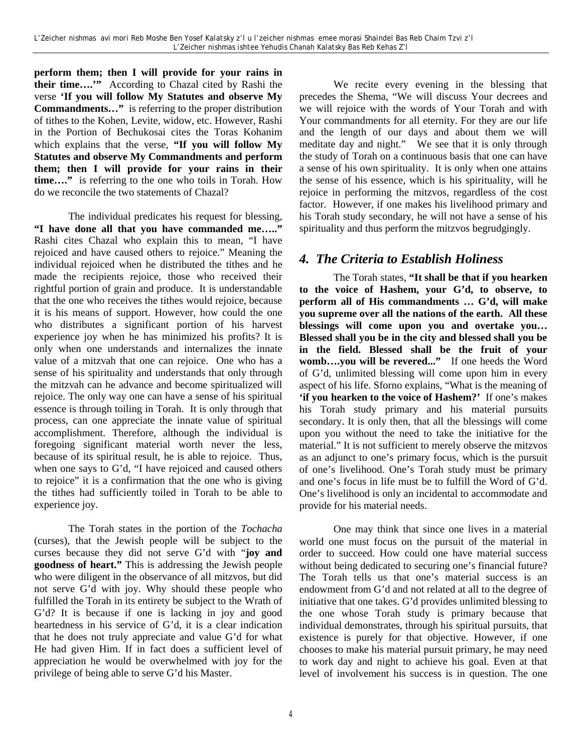**perform them; then I will provide for your rains in their time….'"** According to Chazal cited by Rashi the verse **'If you will follow My Statutes and observe My Commandments…"** is referring to the proper distribution of tithes to the Kohen, Levite, widow, etc. However, Rashi in the Portion of Bechukosai cites the Toras Kohanim which explains that the verse, **"If you will follow My Statutes and observe My Commandments and perform them; then I will provide for your rains in their time…."** is referring to the one who toils in Torah. How do we reconcile the two statements of Chazal?

The individual predicates his request for blessing, **"I have done all that you have commanded me….."** Rashi cites Chazal who explain this to mean, "I have rejoiced and have caused others to rejoice." Meaning the individual rejoiced when he distributed the tithes and he made the recipients rejoice, those who received their rightful portion of grain and produce. It is understandable that the one who receives the tithes would rejoice, because it is his means of support. However, how could the one who distributes a significant portion of his harvest experience joy when he has minimized his profits? It is only when one understands and internalizes the innate value of a mitzvah that one can rejoice. One who has a sense of his spirituality and understands that only through the mitzvah can he advance and become spiritualized will rejoice. The only way one can have a sense of his spiritual essence is through toiling in Torah. It is only through that process, can one appreciate the innate value of spiritual accomplishment. Therefore, although the individual is foregoing significant material worth never the less, because of its spiritual result, he is able to rejoice. Thus, when one says to G'd, "I have rejoiced and caused others to rejoice" it is a confirmation that the one who is giving the tithes had sufficiently toiled in Torah to be able to experience joy.

The Torah states in the portion of the *Tochacha* (curses), that the Jewish people will be subject to the curses because they did not serve G'd with "**joy and goodness of heart."** This is addressing the Jewish people who were diligent in the observance of all mitzvos, but did not serve G'd with joy. Why should these people who fulfilled the Torah in its entirety be subject to the Wrath of G'd? It is because if one is lacking in joy and good heartedness in his service of G'd, it is a clear indication that he does not truly appreciate and value G'd for what He had given Him. If in fact does a sufficient level of appreciation he would be overwhelmed with joy for the privilege of being able to serve G'd his Master.

We recite every evening in the blessing that precedes the Shema, "We will discuss Your decrees and we will rejoice with the words of Your Torah and with Your commandments for all eternity. For they are our life and the length of our days and about them we will meditate day and night." We see that it is only through the study of Torah on a continuous basis that one can have a sense of his own spirituality. It is only when one attains the sense of his essence, which is his spirituality, will he rejoice in performing the mitzvos, regardless of the cost factor. However, if one makes his livelihood primary and his Torah study secondary, he will not have a sense of his spirituality and thus perform the mitzvos begrudgingly.

## *4. The Criteria to Establish Holiness*

The Torah states, **"It shall be that if you hearken to the voice of Hashem, your G'd, to observe, to perform all of His commandments … G'd, will make you supreme over all the nations of the earth. All these blessings will come upon you and overtake you… Blessed shall you be in the city and blessed shall you be in the field. Blessed shall be the fruit of your womb….you will be revered..."** If one heeds the Word of G'd, unlimited blessing will come upon him in every aspect of his life. Sforno explains, "What is the meaning of **'if you hearken to the voice of Hashem?'** If one's makes his Torah study primary and his material pursuits secondary. It is only then, that all the blessings will come upon you without the need to take the initiative for the material." It is not sufficient to merely observe the mitzvos as an adjunct to one's primary focus, which is the pursuit of one's livelihood. One's Torah study must be primary and one's focus in life must be to fulfill the Word of G'd. One's livelihood is only an incidental to accommodate and provide for his material needs.

One may think that since one lives in a material world one must focus on the pursuit of the material in order to succeed. How could one have material success without being dedicated to securing one's financial future? The Torah tells us that one's material success is an endowment from G'd and not related at all to the degree of initiative that one takes. G'd provides unlimited blessing to the one whose Torah study is primary because that individual demonstrates, through his spiritual pursuits, that existence is purely for that objective. However, if one chooses to make his material pursuit primary, he may need to work day and night to achieve his goal. Even at that level of involvement his success is in question. The one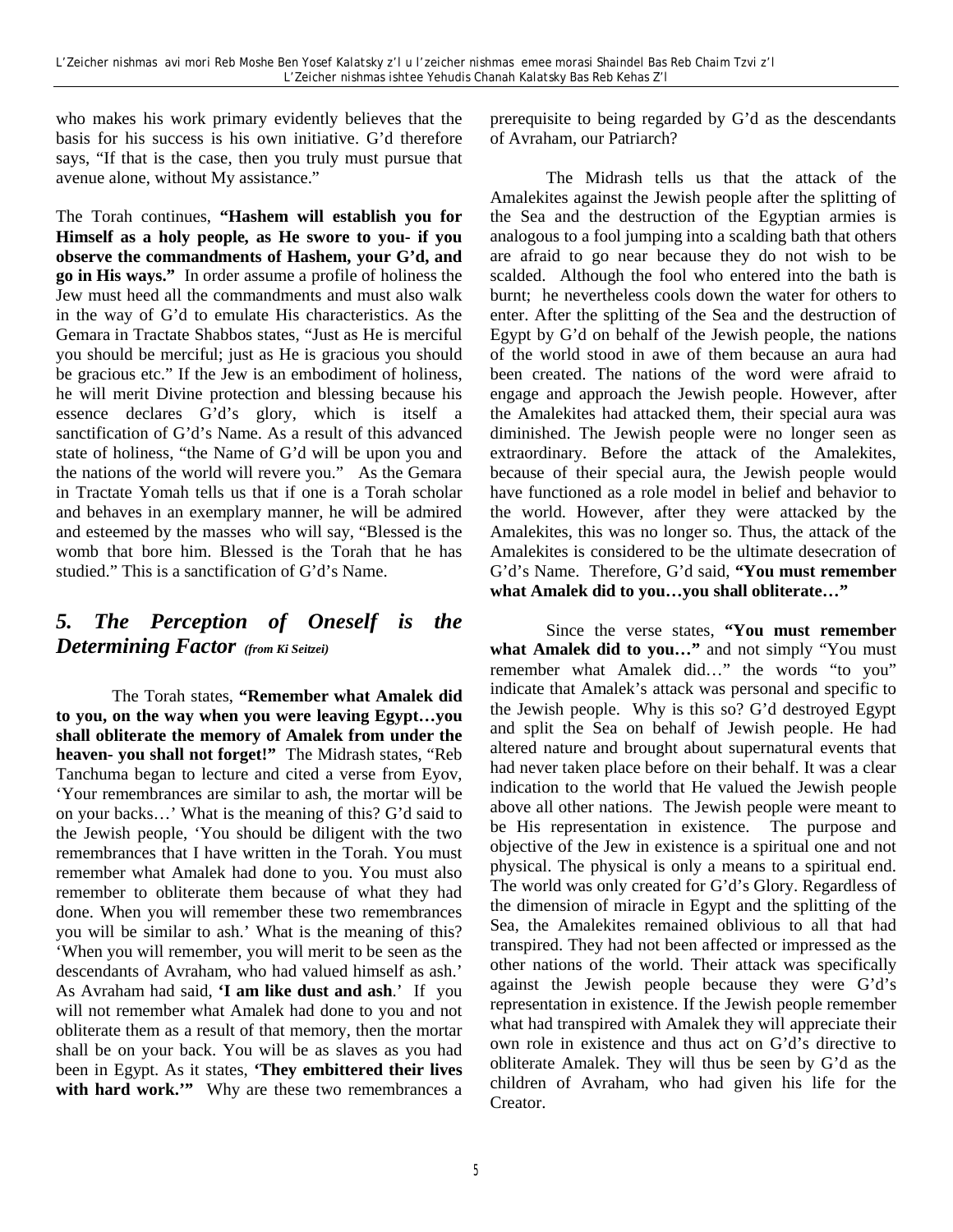who makes his work primary evidently believes that the basis for his success is his own initiative. G'd therefore says, "If that is the case, then you truly must pursue that avenue alone, without My assistance."

The Torah continues, **"Hashem will establish you for Himself as a holy people, as He swore to you- if you observe the commandments of Hashem, your G'd, and go in His ways."** In order assume a profile of holiness the Jew must heed all the commandments and must also walk in the way of G'd to emulate His characteristics. As the Gemara in Tractate Shabbos states, "Just as He is merciful you should be merciful; just as He is gracious you should be gracious etc." If the Jew is an embodiment of holiness, he will merit Divine protection and blessing because his essence declares G'd's glory, which is itself a sanctification of G'd's Name. As a result of this advanced state of holiness, "the Name of G'd will be upon you and the nations of the world will revere you." As the Gemara in Tractate Yomah tells us that if one is a Torah scholar and behaves in an exemplary manner, he will be admired and esteemed by the masses who will say, "Blessed is the womb that bore him. Blessed is the Torah that he has studied." This is a sanctification of G'd's Name.

## *5. The Perception of Oneself is the Determining Factor* *(from Ki Seitzei)*

The Torah states, **"Remember what Amalek did to you, on the way when you were leaving Egypt…you shall obliterate the memory of Amalek from under the heaven- you shall not forget!"** The Midrash states, "Reb Tanchuma began to lecture and cited a verse from Eyov, 'Your remembrances are similar to ash, the mortar will be on your backs…' What is the meaning of this? G'd said to the Jewish people, 'You should be diligent with the two remembrances that I have written in the Torah. You must remember what Amalek had done to you. You must also remember to obliterate them because of what they had done. When you will remember these two remembrances you will be similar to ash.' What is the meaning of this? 'When you will remember, you will merit to be seen as the descendants of Avraham, who had valued himself as ash.' As Avraham had said, **'I am like dust and ash**.' If you will not remember what Amalek had done to you and not obliterate them as a result of that memory, then the mortar shall be on your back. You will be as slaves as you had been in Egypt. As it states, **'They embittered their lives with hard work.'"** Why are these two remembrances a prerequisite to being regarded by G'd as the descendants of Avraham, our Patriarch?

The Midrash tells us that the attack of the Amalekites against the Jewish people after the splitting of the Sea and the destruction of the Egyptian armies is analogous to a fool jumping into a scalding bath that others are afraid to go near because they do not wish to be scalded. Although the fool who entered into the bath is burnt; he nevertheless cools down the water for others to enter. After the splitting of the Sea and the destruction of Egypt by G'd on behalf of the Jewish people, the nations of the world stood in awe of them because an aura had been created. The nations of the word were afraid to engage and approach the Jewish people. However, after the Amalekites had attacked them, their special aura was diminished. The Jewish people were no longer seen as extraordinary. Before the attack of the Amalekites, because of their special aura, the Jewish people would have functioned as a role model in belief and behavior to the world. However, after they were attacked by the Amalekites, this was no longer so. Thus, the attack of the Amalekites is considered to be the ultimate desecration of G'd's Name. Therefore, G'd said, **"You must remember what Amalek did to you…you shall obliterate…"**

Since the verse states, **"You must remember what Amalek did to you…"** and not simply "You must remember what Amalek did…" the words "to you" indicate that Amalek's attack was personal and specific to the Jewish people. Why is this so? G'd destroyed Egypt and split the Sea on behalf of Jewish people. He had altered nature and brought about supernatural events that had never taken place before on their behalf. It was a clear indication to the world that He valued the Jewish people above all other nations. The Jewish people were meant to be His representation in existence. The purpose and objective of the Jew in existence is a spiritual one and not physical. The physical is only a means to a spiritual end. The world was only created for G'd's Glory. Regardless of the dimension of miracle in Egypt and the splitting of the Sea, the Amalekites remained oblivious to all that had transpired. They had not been affected or impressed as the other nations of the world. Their attack was specifically against the Jewish people because they were G'd's representation in existence. If the Jewish people remember what had transpired with Amalek they will appreciate their own role in existence and thus act on G'd's directive to obliterate Amalek. They will thus be seen by G'd as the children of Avraham, who had given his life for the Creator.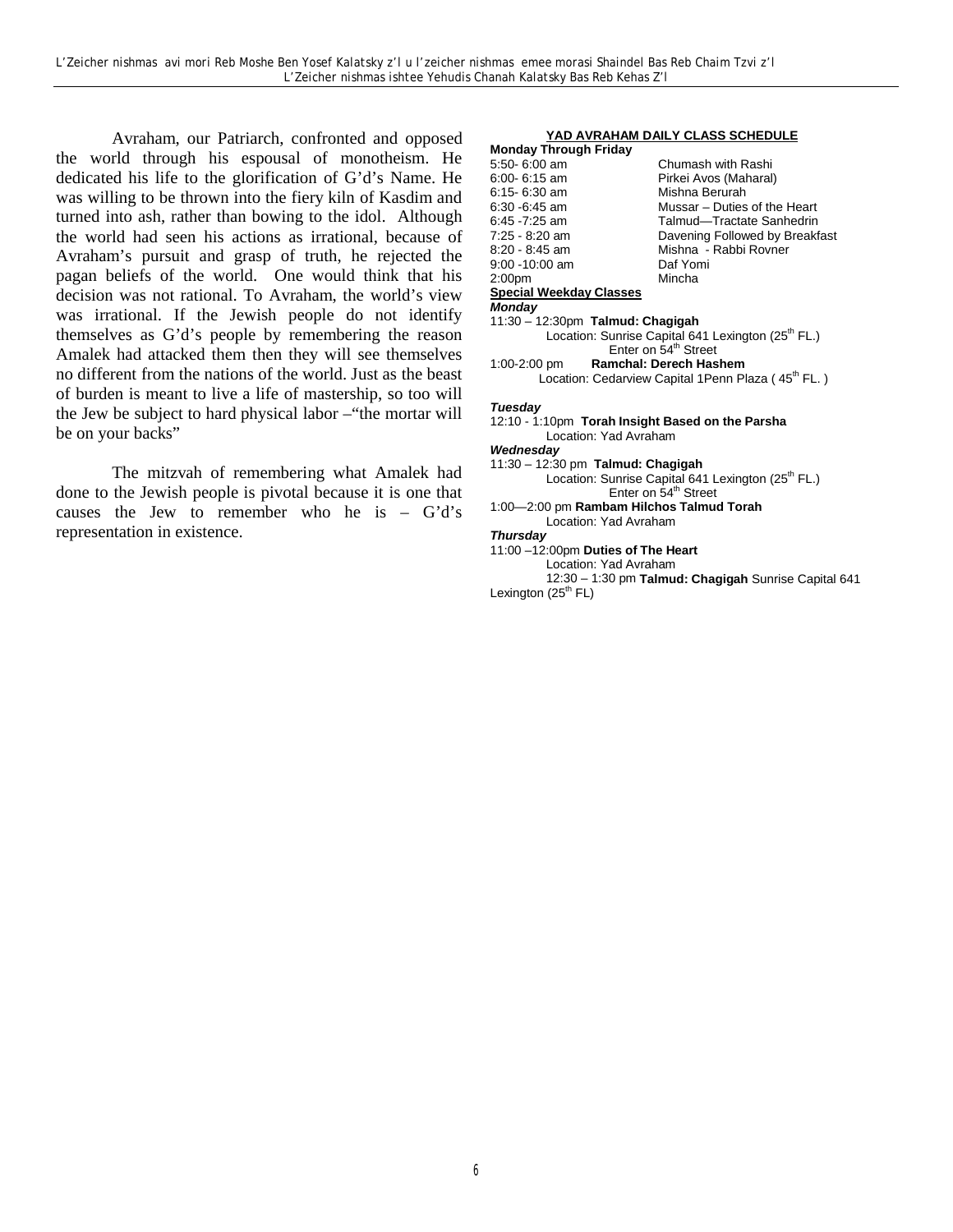Avraham, our Patriarch, confronted and opposed the world through his espousal of monotheism. He dedicated his life to the glorification of G'd's Name. He was willing to be thrown into the fiery kiln of Kasdim and turned into ash, rather than bowing to the idol. Although the world had seen his actions as irrational, because of Avraham's pursuit and grasp of truth, he rejected the pagan beliefs of the world. One would think that his decision was not rational. To Avraham, the world's view was irrational. If the Jewish people do not identify themselves as G'd's people by remembering the reason Amalek had attacked them then they will see themselves no different from the nations of the world. Just as the beast of burden is meant to live a life of mastership, so too will the Jew be subject to hard physical labor –"the mortar will be on your backs"

The mitzvah of remembering what Amalek had done to the Jewish people is pivotal because it is one that causes the Jew to remember who he is – G'd's representation in existence.

## YAD AVRAHAM DAILY CLASS SCHEDULE

**Monday Through Friday**

| | |
|---|---|
| 5:50- 6:00 am | Chumash with Rashi |
| 6:00- 6:15 am | Pirkei Avos (Maharal) |
| 6:15- 6:30 am | Mishna Berurah |
| 6:30 -6:45 am | Mussar – Duties of the Heart |
| 6:45 -7:25 am | Talmud—Tractate Sanhedrin |
| 7:25 - 8:20 am | Davening Followed by Breakfast |
| 8:20 - 8:45 am | Mishna - Rabbi Rovner |
| 9:00 -10:00 am | Daf Yomi |
| 2:00pm | Mincha |

**Special Weekday Classes**

***Monday***

11:30 – 12:30pm **Talmud: Chagigah**
Location: Sunrise Capital 641 Lexington (25th FL.)
Enter on 54th Street

1:00-2:00 pm **Ramchal: Derech Hashem**
Location: Cedarview Capital 1Penn Plaza ( 45th FL. )

***Tuesday***

12:10 - 1:10pm **Torah Insight Based on the Parsha**
Location: Yad Avraham

***Wednesday***

11:30 – 12:30 pm **Talmud: Chagigah**
Location: Sunrise Capital 641 Lexington (25th FL.)
Enter on 54th Street

1:00—2:00 pm **Rambam Hilchos Talmud Torah**
Location: Yad Avraham

***Thursday***

11:00 –12:00pm **Duties of The Heart**
Location: Yad Avraham

12:30 – 1:30 pm **Talmud: Chagigah** Sunrise Capital 641 Lexington (25th FL)